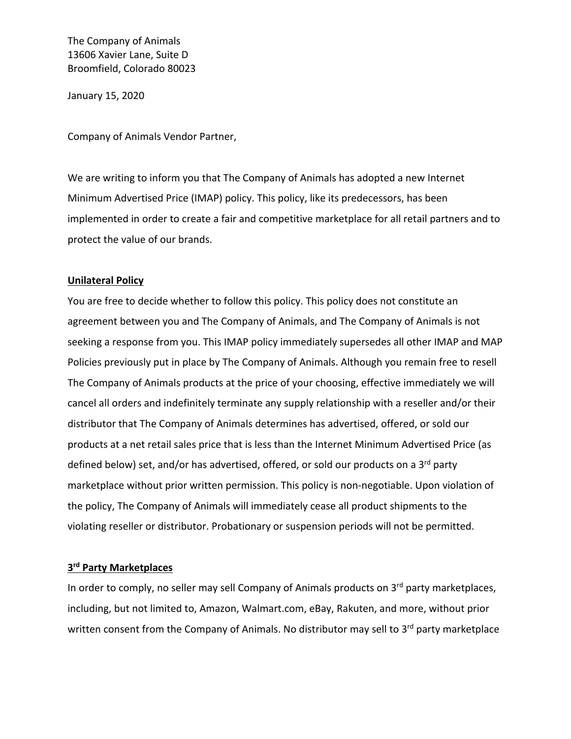The Company of Animals
13606 Xavier Lane, Suite D
Broomfield, Colorado 80023

January 15, 2020

Company of Animals Vendor Partner,

We are writing to inform you that The Company of Animals has adopted a new Internet Minimum Advertised Price (IMAP) policy. This policy, like its predecessors, has been implemented in order to create a fair and competitive marketplace for all retail partners and to protect the value of our brands.

**Unilateral Policy**

You are free to decide whether to follow this policy. This policy does not constitute an agreement between you and The Company of Animals, and The Company of Animals is not seeking a response from you. This IMAP policy immediately supersedes all other IMAP and MAP Policies previously put in place by The Company of Animals. Although you remain free to resell The Company of Animals products at the price of your choosing, effective immediately we will cancel all orders and indefinitely terminate any supply relationship with a reseller and/or their distributor that The Company of Animals determines has advertised, offered, or sold our products at a net retail sales price that is less than the Internet Minimum Advertised Price (as defined below) set, and/or has advertised, offered, or sold our products on a 3rd party marketplace without prior written permission. This policy is non-negotiable. Upon violation of the policy, The Company of Animals will immediately cease all product shipments to the violating reseller or distributor. Probationary or suspension periods will not be permitted.

**3rd Party Marketplaces**

In order to comply, no seller may sell Company of Animals products on 3rd party marketplaces, including, but not limited to, Amazon, Walmart.com, eBay, Rakuten, and more, without prior written consent from the Company of Animals. No distributor may sell to 3rd party marketplace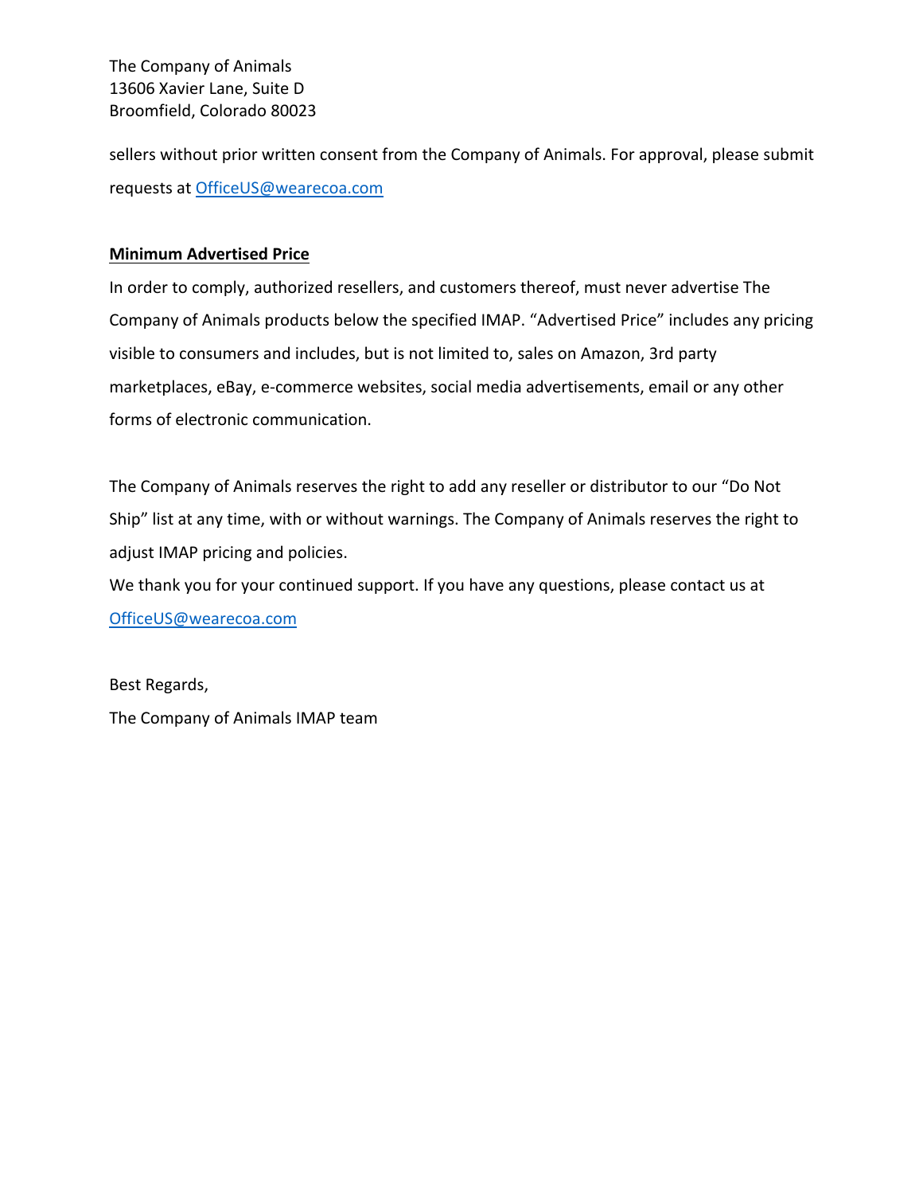The Company of Animals
13606 Xavier Lane, Suite D
Broomfield, Colorado 80023

sellers without prior written consent from the Company of Animals. For approval, please submit requests at OfficeUS@wearecoa.com

**Minimum Advertised Price**

In order to comply, authorized resellers, and customers thereof, must never advertise The Company of Animals products below the specified IMAP. "Advertised Price" includes any pricing visible to consumers and includes, but is not limited to, sales on Amazon, 3rd party marketplaces, eBay, e-commerce websites, social media advertisements, email or any other forms of electronic communication.

The Company of Animals reserves the right to add any reseller or distributor to our "Do Not Ship" list at any time, with or without warnings. The Company of Animals reserves the right to adjust IMAP pricing and policies.

We thank you for your continued support. If you have any questions, please contact us at OfficeUS@wearecoa.com

Best Regards,

The Company of Animals IMAP team